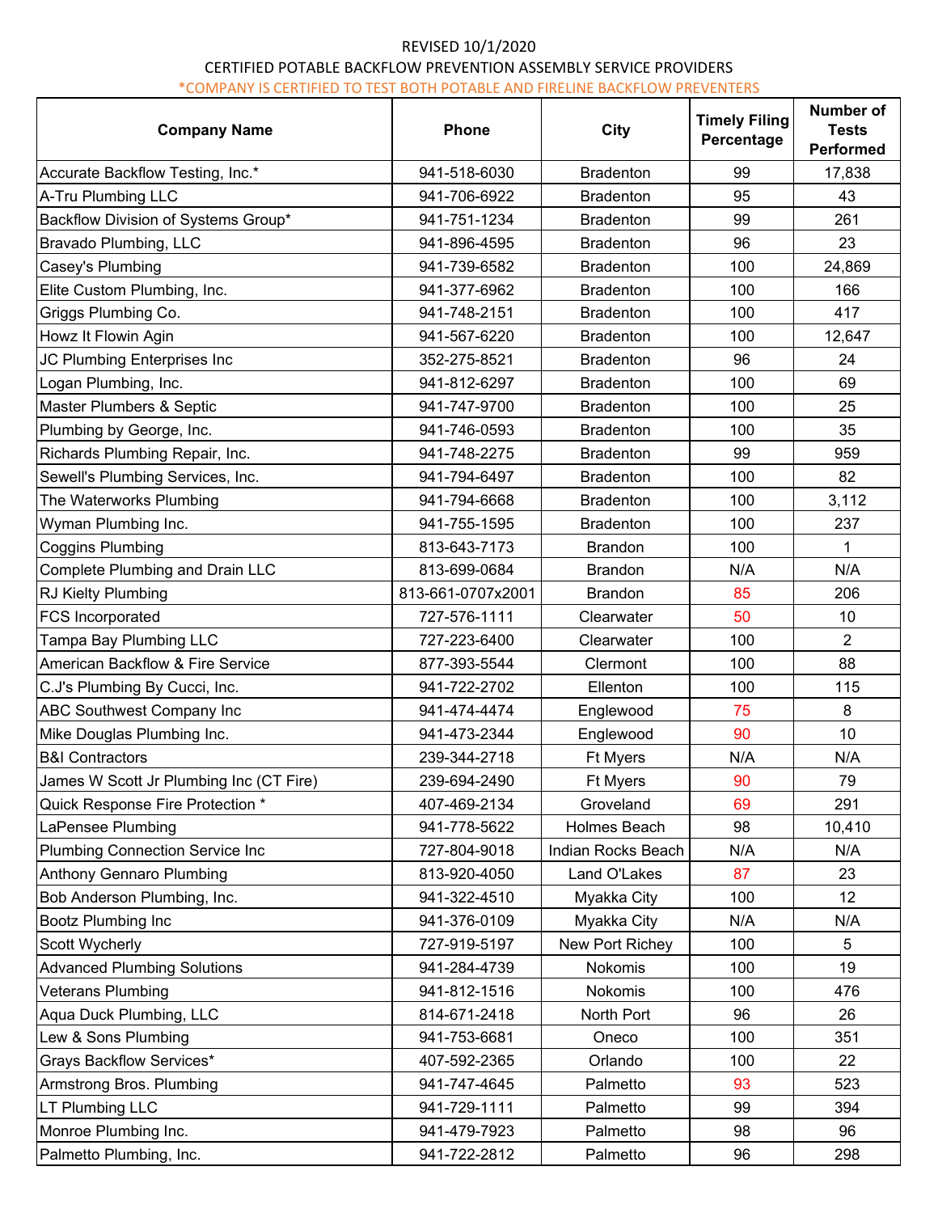REVISED 10/1/2020

CERTIFIED POTABLE BACKFLOW PREVENTION ASSEMBLY SERVICE PROVIDERS

*COMPANY IS CERTIFIED TO TEST BOTH POTABLE AND FIRELINE BACKFLOW PREVENTERS

| Company Name | Phone | City | Timely Filing Percentage | Number of Tests Performed |
|---|---|---|---|---|
| Accurate Backflow Testing, Inc.* | 941-518-6030 | Bradenton | 99 | 17,838 |
| A-Tru Plumbing LLC | 941-706-6922 | Bradenton | 95 | 43 |
| Backflow Division of Systems Group* | 941-751-1234 | Bradenton | 99 | 261 |
| Bravado Plumbing, LLC | 941-896-4595 | Bradenton | 96 | 23 |
| Casey's Plumbing | 941-739-6582 | Bradenton | 100 | 24,869 |
| Elite Custom Plumbing, Inc. | 941-377-6962 | Bradenton | 100 | 166 |
| Griggs Plumbing Co. | 941-748-2151 | Bradenton | 100 | 417 |
| Howz It Flowin Agin | 941-567-6220 | Bradenton | 100 | 12,647 |
| JC Plumbing Enterprises Inc | 352-275-8521 | Bradenton | 96 | 24 |
| Logan Plumbing, Inc. | 941-812-6297 | Bradenton | 100 | 69 |
| Master Plumbers & Septic | 941-747-9700 | Bradenton | 100 | 25 |
| Plumbing by George, Inc. | 941-746-0593 | Bradenton | 100 | 35 |
| Richards Plumbing Repair, Inc. | 941-748-2275 | Bradenton | 99 | 959 |
| Sewell's Plumbing Services, Inc. | 941-794-6497 | Bradenton | 100 | 82 |
| The Waterworks Plumbing | 941-794-6668 | Bradenton | 100 | 3,112 |
| Wyman Plumbing Inc. | 941-755-1595 | Bradenton | 100 | 237 |
| Coggins Plumbing | 813-643-7173 | Brandon | 100 | 1 |
| Complete Plumbing and Drain LLC | 813-699-0684 | Brandon | N/A | N/A |
| RJ Kielty Plumbing | 813-661-0707x2001 | Brandon | 85 | 206 |
| FCS Incorporated | 727-576-1111 | Clearwater | 50 | 10 |
| Tampa Bay Plumbing LLC | 727-223-6400 | Clearwater | 100 | 2 |
| American Backflow & Fire Service | 877-393-5544 | Clermont | 100 | 88 |
| C.J's Plumbing By Cucci, Inc. | 941-722-2702 | Ellenton | 100 | 115 |
| ABC Southwest Company Inc | 941-474-4474 | Englewood | 75 | 8 |
| Mike Douglas Plumbing Inc. | 941-473-2344 | Englewood | 90 | 10 |
| B&I Contractors | 239-344-2718 | Ft Myers | N/A | N/A |
| James W Scott Jr Plumbing Inc (CT Fire) | 239-694-2490 | Ft Myers | 90 | 79 |
| Quick Response Fire Protection * | 407-469-2134 | Groveland | 69 | 291 |
| LaPensee Plumbing | 941-778-5622 | Holmes Beach | 98 | 10,410 |
| Plumbing Connection Service Inc | 727-804-9018 | Indian Rocks Beach | N/A | N/A |
| Anthony Gennaro Plumbing | 813-920-4050 | Land O'Lakes | 87 | 23 |
| Bob Anderson Plumbing, Inc. | 941-322-4510 | Myakka City | 100 | 12 |
| Bootz Plumbing Inc | 941-376-0109 | Myakka City | N/A | N/A |
| Scott Wycherly | 727-919-5197 | New Port Richey | 100 | 5 |
| Advanced Plumbing Solutions | 941-284-4739 | Nokomis | 100 | 19 |
| Veterans Plumbing | 941-812-1516 | Nokomis | 100 | 476 |
| Aqua Duck Plumbing, LLC | 814-671-2418 | North Port | 96 | 26 |
| Lew & Sons Plumbing | 941-753-6681 | Oneco | 100 | 351 |
| Grays Backflow Services* | 407-592-2365 | Orlando | 100 | 22 |
| Armstrong Bros. Plumbing | 941-747-4645 | Palmetto | 93 | 523 |
| LT Plumbing LLC | 941-729-1111 | Palmetto | 99 | 394 |
| Monroe Plumbing Inc. | 941-479-7923 | Palmetto | 98 | 96 |
| Palmetto Plumbing, Inc. | 941-722-2812 | Palmetto | 96 | 298 |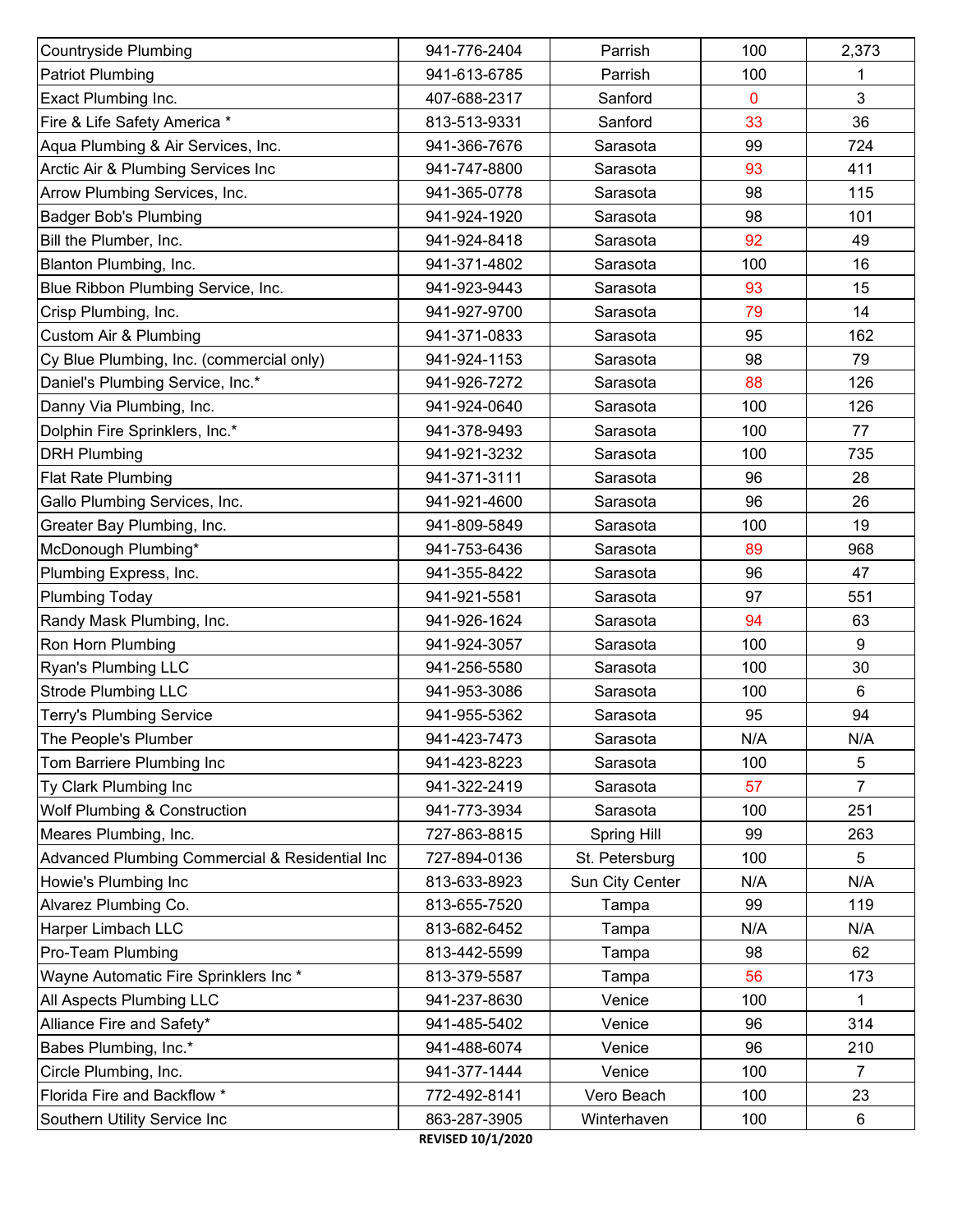| | | | | |
|---|---|---|---|---|
| Countryside Plumbing | 941-776-2404 | Parrish | 100 | 2,373 |
| Patriot Plumbing | 941-613-6785 | Parrish | 100 | 1 |
| Exact Plumbing Inc. | 407-688-2317 | Sanford | 0 | 3 |
| Fire & Life Safety America * | 813-513-9331 | Sanford | 33 | 36 |
| Aqua Plumbing & Air Services, Inc. | 941-366-7676 | Sarasota | 99 | 724 |
| Arctic Air & Plumbing Services Inc | 941-747-8800 | Sarasota | 93 | 411 |
| Arrow Plumbing Services, Inc. | 941-365-0778 | Sarasota | 98 | 115 |
| Badger Bob's Plumbing | 941-924-1920 | Sarasota | 98 | 101 |
| Bill the Plumber, Inc. | 941-924-8418 | Sarasota | 92 | 49 |
| Blanton Plumbing, Inc. | 941-371-4802 | Sarasota | 100 | 16 |
| Blue Ribbon Plumbing Service, Inc. | 941-923-9443 | Sarasota | 93 | 15 |
| Crisp Plumbing, Inc. | 941-927-9700 | Sarasota | 79 | 14 |
| Custom Air & Plumbing | 941-371-0833 | Sarasota | 95 | 162 |
| Cy Blue Plumbing, Inc. (commercial only) | 941-924-1153 | Sarasota | 98 | 79 |
| Daniel's Plumbing Service, Inc.* | 941-926-7272 | Sarasota | 88 | 126 |
| Danny Via Plumbing, Inc. | 941-924-0640 | Sarasota | 100 | 126 |
| Dolphin Fire Sprinklers, Inc.* | 941-378-9493 | Sarasota | 100 | 77 |
| DRH Plumbing | 941-921-3232 | Sarasota | 100 | 735 |
| Flat Rate Plumbing | 941-371-3111 | Sarasota | 96 | 28 |
| Gallo Plumbing Services, Inc. | 941-921-4600 | Sarasota | 96 | 26 |
| Greater Bay Plumbing, Inc. | 941-809-5849 | Sarasota | 100 | 19 |
| McDonough Plumbing* | 941-753-6436 | Sarasota | 89 | 968 |
| Plumbing Express, Inc. | 941-355-8422 | Sarasota | 96 | 47 |
| Plumbing Today | 941-921-5581 | Sarasota | 97 | 551 |
| Randy Mask Plumbing, Inc. | 941-926-1624 | Sarasota | 94 | 63 |
| Ron Horn Plumbing | 941-924-3057 | Sarasota | 100 | 9 |
| Ryan's Plumbing LLC | 941-256-5580 | Sarasota | 100 | 30 |
| Strode Plumbing LLC | 941-953-3086 | Sarasota | 100 | 6 |
| Terry's Plumbing Service | 941-955-5362 | Sarasota | 95 | 94 |
| The People's Plumber | 941-423-7473 | Sarasota | N/A | N/A |
| Tom Barriere Plumbing Inc | 941-423-8223 | Sarasota | 100 | 5 |
| Ty Clark Plumbing Inc | 941-322-2419 | Sarasota | 57 | 7 |
| Wolf Plumbing & Construction | 941-773-3934 | Sarasota | 100 | 251 |
| Meares Plumbing, Inc. | 727-863-8815 | Spring Hill | 99 | 263 |
| Advanced Plumbing Commercial & Residential Inc | 727-894-0136 | St. Petersburg | 100 | 5 |
| Howie's Plumbing Inc | 813-633-8923 | Sun City Center | N/A | N/A |
| Alvarez Plumbing Co. | 813-655-7520 | Tampa | 99 | 119 |
| Harper Limbach LLC | 813-682-6452 | Tampa | N/A | N/A |
| Pro-Team Plumbing | 813-442-5599 | Tampa | 98 | 62 |
| Wayne Automatic Fire Sprinklers Inc * | 813-379-5587 | Tampa | 56 | 173 |
| All Aspects Plumbing LLC | 941-237-8630 | Venice | 100 | 1 |
| Alliance Fire and Safety* | 941-485-5402 | Venice | 96 | 314 |
| Babes Plumbing, Inc.* | 941-488-6074 | Venice | 96 | 210 |
| Circle Plumbing, Inc. | 941-377-1444 | Venice | 100 | 7 |
| Florida Fire and Backflow * | 772-492-8141 | Vero Beach | 100 | 23 |
| Southern Utility Service Inc | 863-287-3905 | Winterhaven | 100 | 6 |

**REVISED 10/1/2020**